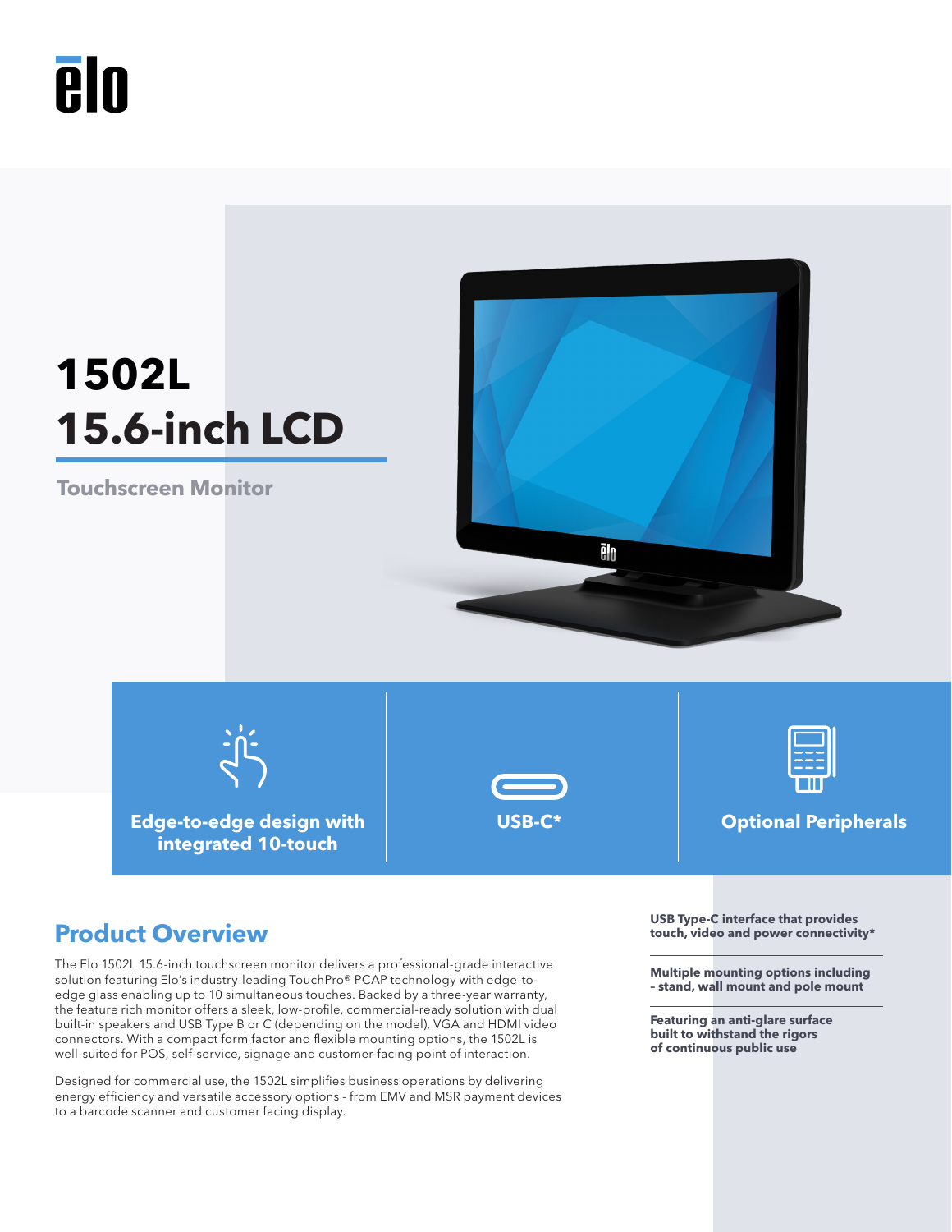# 1502L
# 15.6-inch LCD

## Touchscreen Monitor

**Edge-to-edge design with integrated 10-touch**

**USB-C***

**Optional Peripherals**

## Product Overview

The Elo 1502L 15.6-inch touchscreen monitor delivers a professional-grade interactive solution featuring Elo's industry-leading TouchPro® PCAP technology with edge-to-edge glass enabling up to 10 simultaneous touches. Backed by a three-year warranty, the feature rich monitor offers a sleek, low-profile, commercial-ready solution with dual built-in speakers and USB Type B or C (depending on the model), VGA and HDMI video connectors. With a compact form factor and flexible mounting options, the 1502L is well-suited for POS, self-service, signage and customer-facing point of interaction.

Designed for commercial use, the 1502L simplifies business operations by delivering energy efficiency and versatile accessory options - from EMV and MSR payment devices to a barcode scanner and customer facing display.

**USB Type-C interface that provides touch, video and power connectivity***

**Multiple mounting options including - stand, wall mount and pole mount**

**Featuring an anti-glare surface built to withstand the rigors of continuous public use**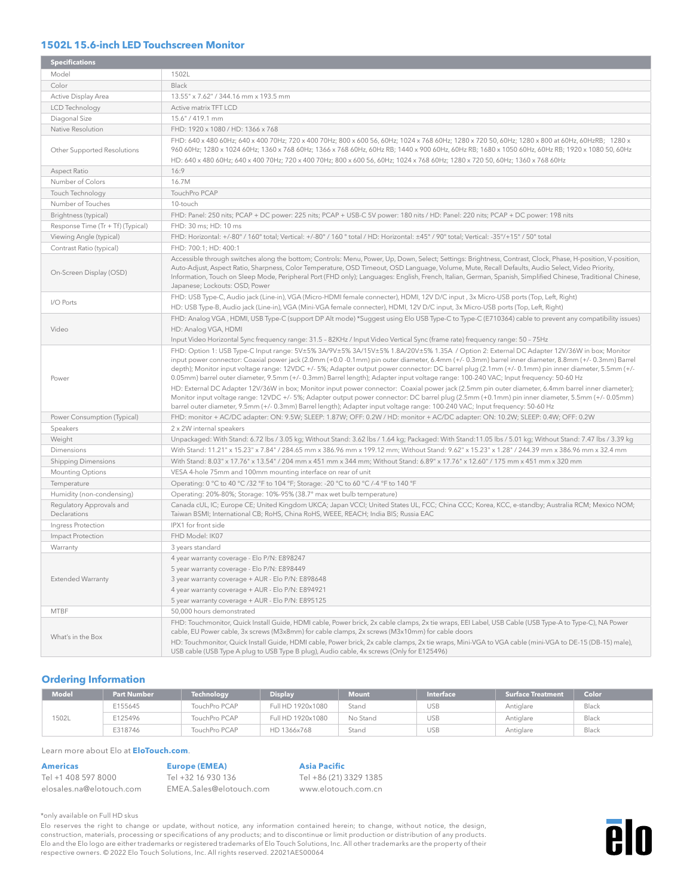## 1502L 15.6-inch LED Touchscreen Monitor

| Specifications | |
|---|---|
| Model | 1502L |
| Color | Black |
| Active Display Area | 13.55" x 7.62" / 344.16 mm x 193.5 mm |
| LCD Technology | Active matrix TFT LCD |
| Diagonal Size | 15.6" / 419.1 mm |
| Native Resolution | FHD: 1920 x 1080 / HD: 1366 x 768 |
| Other Supported Resolutions | FHD: 640 x 480 60Hz; 640 x 400 70Hz; 720 x 400 70Hz; 800 x 600 56, 60Hz; 1024 x 768 60Hz; 1280 x 720 50, 60Hz; 1280 x 800 at 60Hz, 60HzRB; 1280 x 960 60Hz; 1280 x 1024 60Hz; 1360 x 768 60Hz; 1366 x 768 60Hz, 60Hz RB; 1440 x 900 60Hz, 60Hz RB; 1680 x 1050 60Hz, 60Hz RB; 1920 x 1080 50, 60Hz<br>HD: 640 x 480 60Hz; 640 x 400 70Hz; 720 x 400 70Hz; 800 x 600 56, 60Hz; 1024 x 768 60Hz; 1280 x 720 50, 60Hz; 1360 x 768 60Hz |
| Aspect Ratio | 16:9 |
| Number of Colors | 16.7M |
| Touch Technology | TouchPro PCAP |
| Number of Touches | 10-touch |
| Brightness (typical) | FHD: Panel: 250 nits; PCAP + DC power: 225 nits; PCAP + USB-C 5V power: 180 nits / HD: Panel: 220 nits; PCAP + DC power: 198 nits |
| Response Time (Tr + Tf) (Typical) | FHD: 30 ms; HD: 10 ms |
| Viewing Angle (typical) | FHD: Horizontal: +/-80° / 160° total; Vertical: +/-80° / 160 ° total / HD: Horizontal: ±45° / 90° total; Vertical: -35°/+15° / 50° total |
| Contrast Ratio (typical) | FHD: 700:1; HD: 400:1 |
| On-Screen Display (OSD) | Accessible through switches along the bottom; Controls: Menu, Power, Up, Down, Select; Settings: Brightness, Contrast, Clock, Phase, H-position, V-position, Auto-Adjust, Aspect Ratio, Sharpness, Color Temperature, OSD Timeout, OSD Language, Volume, Mute, Recall Defaults, Audio Select, Video Priority, Information, Touch on Sleep Mode, Peripheral Port (FHD only); Languages: English, French, Italian, German, Spanish, Simplified Chinese, Traditional Chinese, Japanese; Lockouts: OSD, Power |
| I/O Ports | FHD: USB Type-C, Audio jack (Line-in), VGA (Micro-HDMI female connecter), HDMI, 12V D/C input , 3x Micro-USB ports (Top, Left, Right)<br>HD: USB Type-B, Audio jack (Line-in), VGA (Mini-VGA female connecter), HDMI, 12V D/C input, 3x Micro-USB ports (Top, Left, Right) |
| Video | FHD: Analog VGA , HDMI, USB Type-C (support DP Alt mode) *Suggest using Elo USB Type-C to Type-C (E710364) cable to prevent any compatibility issues)<br>HD: Analog VGA, HDMI<br>Input Video Horizontal Sync frequency range: 31.5 – 82KHz / Input Video Vertical Sync (frame rate) frequency range: 50 – 75Hz |
| Power | FHD: Option 1: USB Type-C Input range: 5V±5% 3A/9V±5% 3A/15V±5% 1.8A/20V±5% 1.35A / Option 2: External DC Adapter 12V/36W in box; Monitor input power connector: Coaxial power jack (2.0mm (+0.0 -0.1mm) pin outer diameter, 6.4mm (+/- 0.3mm) barrel inner diameter, 8.8mm (+/- 0.3mm) Barrel depth); Monitor input voltage range: 12VDC +/- 5%; Adapter output power connector: DC barrel plug (2.1mm (+/- 0.1mm) pin inner diameter, 5.5mm (+/- 0.05mm) barrel outer diameter, 9.5mm (+/- 0.3mm) Barrel length); Adapter input voltage range: 100-240 VAC; Input frequency: 50-60 Hz<br>HD: External DC Adapter 12V/36W in box; Monitor input power connector: Coaxial power jack (2.5mm pin outer diameter, 6.4mm barrel inner diameter); Monitor input voltage range: 12VDC +/- 5%; Adapter output power connector: DC barrel plug (2.5mm (+0.1mm) pin inner diameter, 5.5mm (+/- 0.05mm) barrel outer diameter, 9.5mm (+/- 0.3mm) Barrel length); Adapter input voltage range: 100-240 VAC; Input frequency: 50-60 Hz |
| Power Consumption (Typical) | FHD: monitor + AC/DC adapter: ON: 9.5W; SLEEP: 1.87W; OFF: 0.2W / HD: monitor + AC/DC adapter: ON: 10.2W; SLEEP: 0.4W; OFF: 0.2W |
| Speakers | 2 x 2W internal speakers |
| Weight | Unpackaged: With Stand: 6.72 lbs / 3.05 kg; Without Stand: 3.62 lbs / 1.64 kg; Packaged: With Stand:11.05 lbs / 5.01 kg; Without Stand: 7.47 lbs / 3.39 kg |
| Dimensions | With Stand: 11.21" x 15.23" x 7.84" / 284.65 mm x 386.96 mm x 199.12 mm; Without Stand: 9.62" x 15.23" x 1.28" / 244.39 mm x 386.96 mm x 32.4 mm |
| Shipping Dimensions | With Stand: 8.03" x 17.76" x 13.54" / 204 mm x 451 mm x 344 mm; Without Stand: 6.89" x 17.76" x 12.60" / 175 mm x 451 mm x 320 mm |
| Mounting Options | VESA 4-hole 75mm and 100mm mounting interface on rear of unit |
| Temperature | Operating: 0 °C to 40 °C /32 °F to 104 °F; Storage: -20 °C to 60 °C /-4 °F to 140 °F |
| Humidity (non-condensing) | Operating: 20%-80%; Storage: 10%-95% (38.7° max wet bulb temperature) |
| Regulatory Approvals and Declarations | Canada cUL, IC; Europe CE; United Kingdom UKCA; Japan VCCI; United States UL, FCC; China CCC; Korea, KCC, e-standby; Australia RCM; Mexico NOM; Taiwan BSMI; International CB; RoHS, China RoHS, WEEE, REACH; India BIS; Russia EAC |
| Ingress Protection | IPX1 for front side |
| Impact Protection | FHD Model: IK07 |
| Warranty | 3 years standard |
| Extended Warranty | 4 year warranty coverage - Elo P/N: E898247<br>5 year warranty coverage - Elo P/N: E898449<br>3 year warranty coverage + AUR - Elo P/N: E898648<br>4 year warranty coverage + AUR - Elo P/N: E894921<br>5 year warranty coverage + AUR - Elo P/N: E895125 |
| MTBF | 50,000 hours demonstrated |
| What's in the Box | FHD: Touchmonitor, Quick Install Guide, HDMI cable, Power brick, 2x cable clamps, 2x tie wraps, EEI Label, USB Cable (USB Type-A to Type-C), NA Power cable, EU Power cable, 3x screws (M3x8mm) for cable clamps, 2x screws (M3x10mm) for cable doors<br>HD: Touchmonitor, Quick Install Guide, HDMI cable, Power brick, 2x cable clamps, 2x tie wraps, Mini-VGA to VGA cable (mini-VGA to DE-15 (DB-15) male), USB cable (USB Type A plug to USB Type B plug), Audio cable, 4x screws (Only for E125496) |

## Ordering Information

| Model | Part Number | Technology | Display | Mount | Interface | Surface Treatment | Color |
|---|---|---|---|---|---|---|---|
| 1502L | E155645 | TouchPro PCAP | Full HD 1920x1080 | Stand | USB | Antiglare | Black |
| | E125496 | TouchPro PCAP | Full HD 1920x1080 | No Stand | USB | Antiglare | Black |
| | E318746 | TouchPro PCAP | HD 1366x768 | Stand | USB | Antiglare | Black |

Learn more about Elo at **EloTouch.com**.

**Americas**
Tel +1 408 597 8000
elosales.na@elotouch.com

**Europe (EMEA)**
Tel +32 16 930 136
EMEA.Sales@elotouch.com

**Asia Pacific**
Tel +86 (21) 3329 1385
www.elotouch.com.cn

*only available on Full HD skus

Elo reserves the right to change or update, without notice, any information contained herein; to change, without notice, the design, construction, materials, processing or specifications of any products; and to discontinue or limit production or distribution of any products. Elo and the Elo logo are either trademarks or registered trademarks of Elo Touch Solutions, Inc. All other trademarks are the property of their respective owners. © 2022 Elo Touch Solutions, Inc. All rights reserved. 22021AES00064

elo